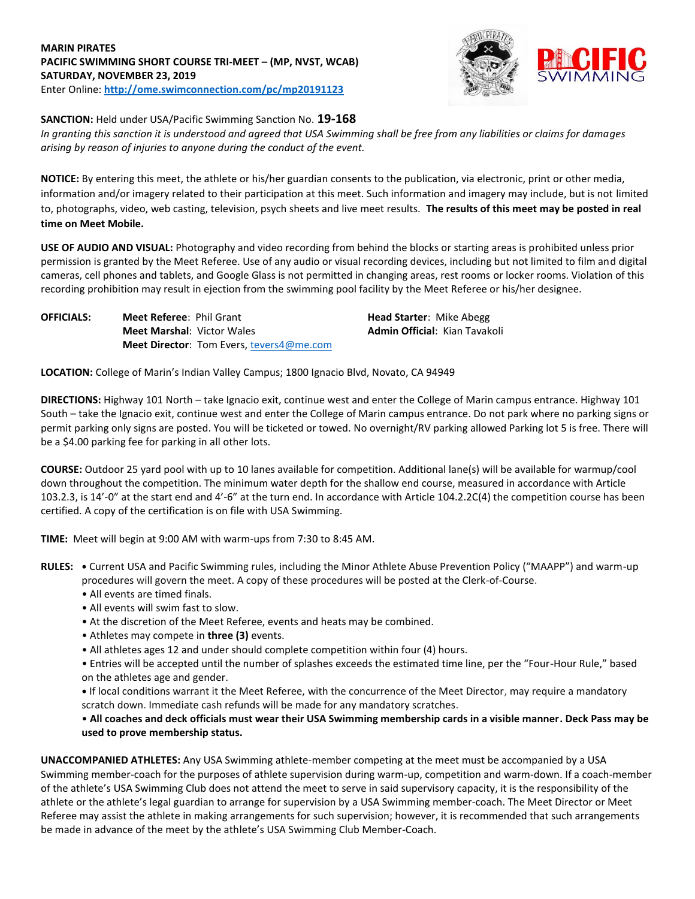**MARIN PIRATES**
**PACIFIC SWIMMING SHORT COURSE TRI-MEET – (MP, NVST, WCAB)**
**SATURDAY, NOVEMBER 23, 2019**
Enter Online: **http://ome.swimconnection.com/pc/mp20191123**

**SANCTION:** Held under USA/Pacific Swimming Sanction No. **19-168**
*In granting this sanction it is understood and agreed that USA Swimming shall be free from any liabilities or claims for damages arising by reason of injuries to anyone during the conduct of the event.*

**NOTICE:** By entering this meet, the athlete or his/her guardian consents to the publication, via electronic, print or other media, information and/or imagery related to their participation at this meet. Such information and imagery may include, but is not limited to, photographs, video, web casting, television, psych sheets and live meet results. **The results of this meet may be posted in real time on Meet Mobile.**

**USE OF AUDIO AND VISUAL:** Photography and video recording from behind the blocks or starting areas is prohibited unless prior permission is granted by the Meet Referee. Use of any audio or visual recording devices, including but not limited to film and digital cameras, cell phones and tablets, and Google Glass is not permitted in changing areas, rest rooms or locker rooms. Violation of this recording prohibition may result in ejection from the swimming pool facility by the Meet Referee or his/her designee.

**OFFICIALS:**
**Meet Referee**: Phil Grant
**Head Starter**: Mike Abegg
**Meet Marshal**: Victor Wales
**Admin Official**: Kian Tavakoli
**Meet Director**: Tom Evers, tevers4@me.com

**LOCATION:** College of Marin's Indian Valley Campus; 1800 Ignacio Blvd, Novato, CA 94949

**DIRECTIONS:** Highway 101 North – take Ignacio exit, continue west and enter the College of Marin campus entrance. Highway 101 South – take the Ignacio exit, continue west and enter the College of Marin campus entrance. Do not park where no parking signs or permit parking only signs are posted. You will be ticketed or towed. No overnight/RV parking allowed Parking lot 5 is free. There will be a $4.00 parking fee for parking in all other lots.

**COURSE:** Outdoor 25 yard pool with up to 10 lanes available for competition. Additional lane(s) will be available for warmup/cool down throughout the competition. The minimum water depth for the shallow end course, measured in accordance with Article 103.2.3, is 14'-0" at the start end and 4'-6" at the turn end. In accordance with Article 104.2.2C(4) the competition course has been certified. A copy of the certification is on file with USA Swimming.

**TIME:** Meet will begin at 9:00 AM with warm-ups from 7:30 to 8:45 AM.

**RULES:**
- Current USA and Pacific Swimming rules, including the Minor Athlete Abuse Prevention Policy ("MAAPP") and warm-up procedures will govern the meet. A copy of these procedures will be posted at the Clerk-of-Course.
- All events are timed finals.
- All events will swim fast to slow.
- At the discretion of the Meet Referee, events and heats may be combined.
- Athletes may compete in **three (3)** events.
- All athletes ages 12 and under should complete competition within four (4) hours.
- Entries will be accepted until the number of splashes exceeds the estimated time line, per the "Four-Hour Rule," based on the athletes age and gender.
- If local conditions warrant it the Meet Referee, with the concurrence of the Meet Director, may require a mandatory scratch down. Immediate cash refunds will be made for any mandatory scratches.
- **All coaches and deck officials must wear their USA Swimming membership cards in a visible manner. Deck Pass may be used to prove membership status.**

**UNACCOMPANIED ATHLETES:** Any USA Swimming athlete-member competing at the meet must be accompanied by a USA Swimming member-coach for the purposes of athlete supervision during warm-up, competition and warm-down. If a coach-member of the athlete's USA Swimming Club does not attend the meet to serve in said supervisory capacity, it is the responsibility of the athlete or the athlete's legal guardian to arrange for supervision by a USA Swimming member-coach. The Meet Director or Meet Referee may assist the athlete in making arrangements for such supervision; however, it is recommended that such arrangements be made in advance of the meet by the athlete's USA Swimming Club Member-Coach.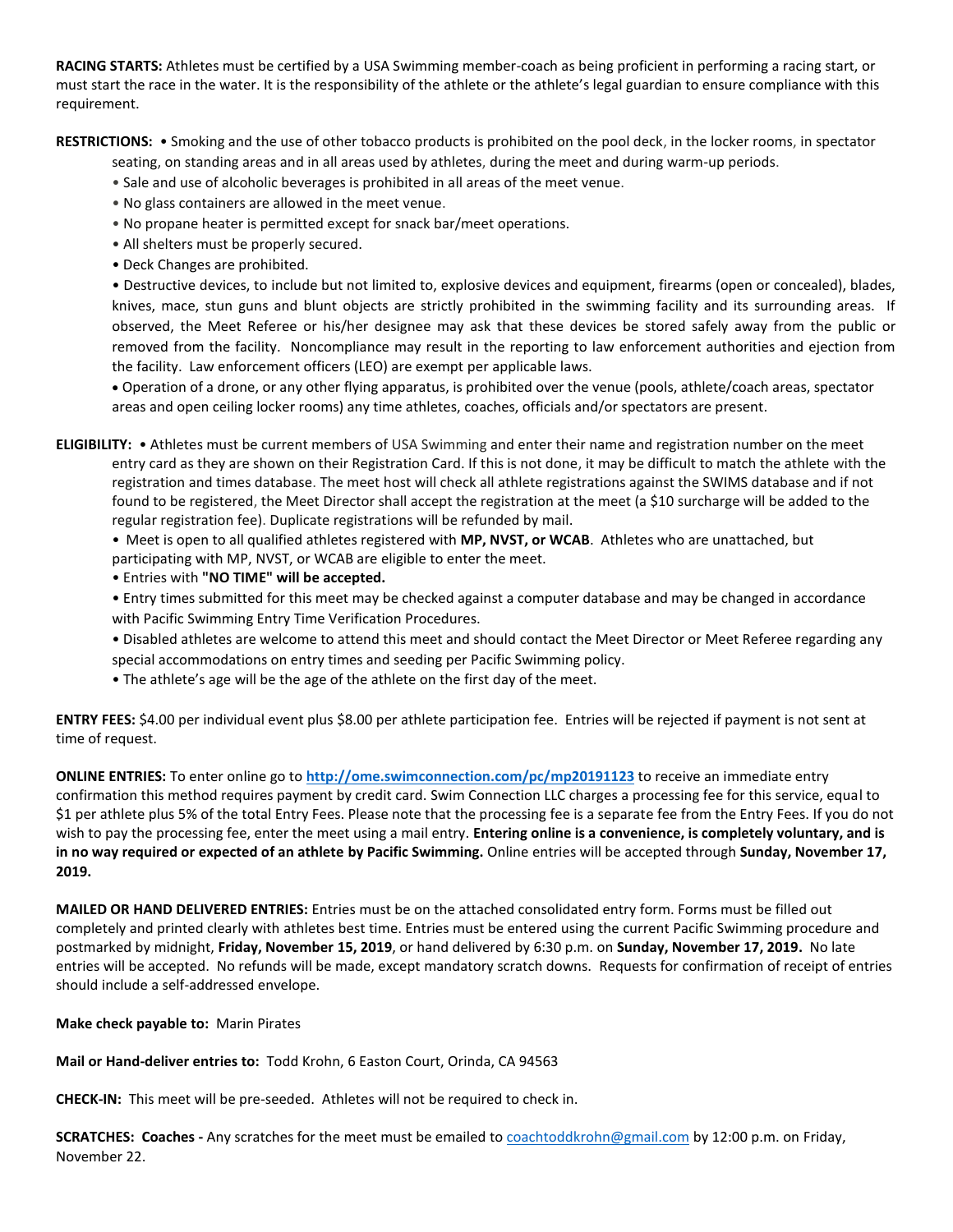**RACING STARTS:** Athletes must be certified by a USA Swimming member-coach as being proficient in performing a racing start, or must start the race in the water. It is the responsibility of the athlete or the athlete's legal guardian to ensure compliance with this requirement.

**RESTRICTIONS:** • Smoking and the use of other tobacco products is prohibited on the pool deck, in the locker rooms, in spectator seating, on standing areas and in all areas used by athletes, during the meet and during warm-up periods.

- Sale and use of alcoholic beverages is prohibited in all areas of the meet venue.
- No glass containers are allowed in the meet venue.
- No propane heater is permitted except for snack bar/meet operations.
- All shelters must be properly secured.
- Deck Changes are prohibited.
- Destructive devices, to include but not limited to, explosive devices and equipment, firearms (open or concealed), blades, knives, mace, stun guns and blunt objects are strictly prohibited in the swimming facility and its surrounding areas. If observed, the Meet Referee or his/her designee may ask that these devices be stored safely away from the public or removed from the facility. Noncompliance may result in the reporting to law enforcement authorities and ejection from the facility. Law enforcement officers (LEO) are exempt per applicable laws.
- Operation of a drone, or any other flying apparatus, is prohibited over the venue (pools, athlete/coach areas, spectator areas and open ceiling locker rooms) any time athletes, coaches, officials and/or spectators are present.

**ELIGIBILITY:** • Athletes must be current members of USA Swimming and enter their name and registration number on the meet entry card as they are shown on their Registration Card. If this is not done, it may be difficult to match the athlete with the registration and times database. The meet host will check all athlete registrations against the SWIMS database and if not found to be registered, the Meet Director shall accept the registration at the meet (a $10 surcharge will be added to the regular registration fee). Duplicate registrations will be refunded by mail.

- Meet is open to all qualified athletes registered with **MP, NVST, or WCAB**. Athletes who are unattached, but participating with MP, NVST, or WCAB are eligible to enter the meet.
- Entries with **"NO TIME" will be accepted.**
- Entry times submitted for this meet may be checked against a computer database and may be changed in accordance with Pacific Swimming Entry Time Verification Procedures.
- Disabled athletes are welcome to attend this meet and should contact the Meet Director or Meet Referee regarding any special accommodations on entry times and seeding per Pacific Swimming policy.
- The athlete's age will be the age of the athlete on the first day of the meet.

**ENTRY FEES:** $4.00 per individual event plus $8.00 per athlete participation fee. Entries will be rejected if payment is not sent at time of request.

**ONLINE ENTRIES:** To enter online go to **http://ome.swimconnection.com/pc/mp20191123** to receive an immediate entry confirmation this method requires payment by credit card. Swim Connection LLC charges a processing fee for this service, equal to $1 per athlete plus 5% of the total Entry Fees. Please note that the processing fee is a separate fee from the Entry Fees. If you do not wish to pay the processing fee, enter the meet using a mail entry. **Entering online is a convenience, is completely voluntary, and is in no way required or expected of an athlete by Pacific Swimming.** Online entries will be accepted through **Sunday, November 17, 2019.**

**MAILED OR HAND DELIVERED ENTRIES:** Entries must be on the attached consolidated entry form. Forms must be filled out completely and printed clearly with athletes best time. Entries must be entered using the current Pacific Swimming procedure and postmarked by midnight, **Friday, November 15, 2019**, or hand delivered by 6:30 p.m. on **Sunday, November 17, 2019.** No late entries will be accepted. No refunds will be made, except mandatory scratch downs. Requests for confirmation of receipt of entries should include a self-addressed envelope.

**Make check payable to:** Marin Pirates

**Mail or Hand-deliver entries to:** Todd Krohn, 6 Easton Court, Orinda, CA 94563

**CHECK-IN:** This meet will be pre-seeded. Athletes will not be required to check in.

**SCRATCHES: Coaches -** Any scratches for the meet must be emailed to coachtoddkrohn@gmail.com by 12:00 p.m. on Friday, November 22.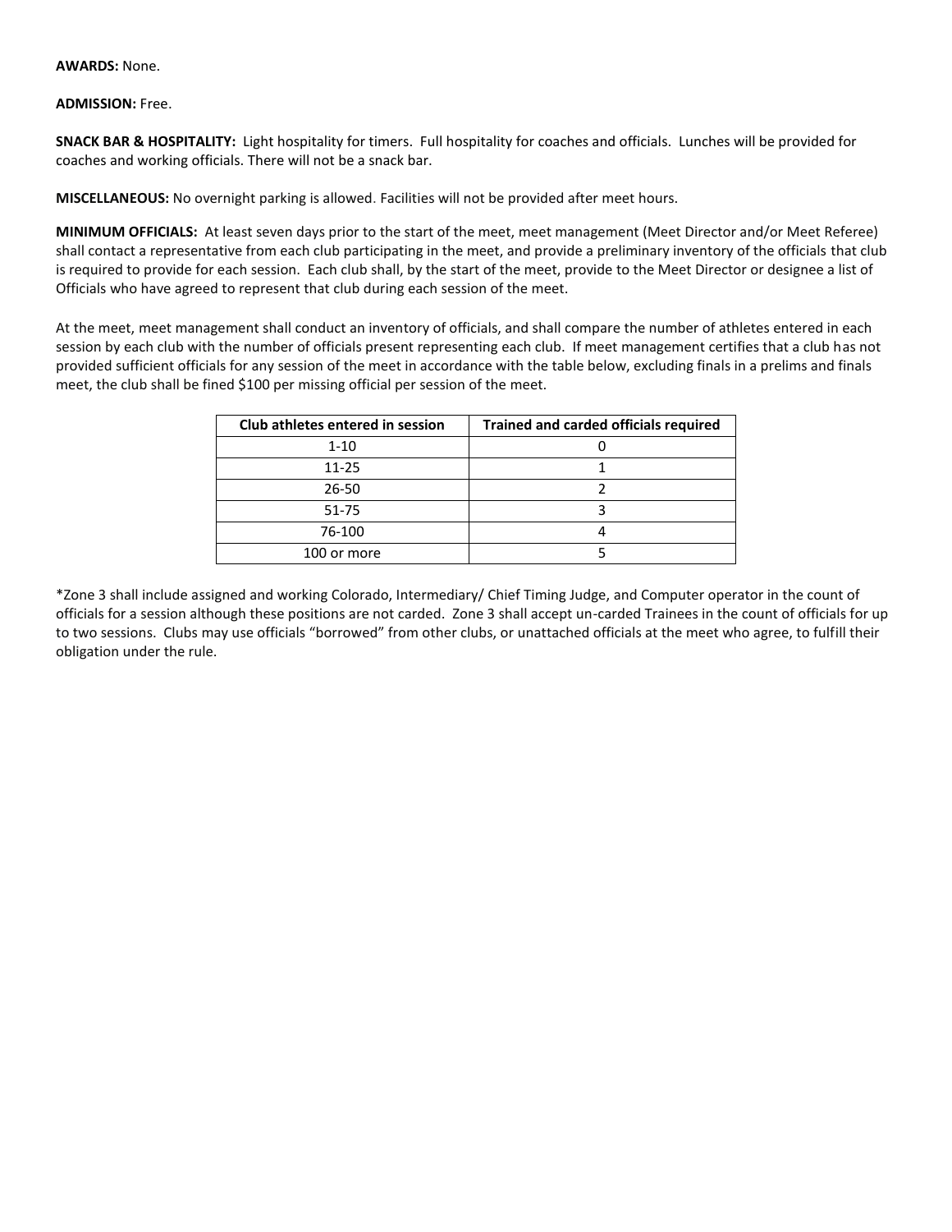**AWARDS:** None.

**ADMISSION:** Free.

**SNACK BAR & HOSPITALITY:** Light hospitality for timers. Full hospitality for coaches and officials. Lunches will be provided for coaches and working officials. There will not be a snack bar.

**MISCELLANEOUS:** No overnight parking is allowed. Facilities will not be provided after meet hours.

**MINIMUM OFFICIALS:** At least seven days prior to the start of the meet, meet management (Meet Director and/or Meet Referee) shall contact a representative from each club participating in the meet, and provide a preliminary inventory of the officials that club is required to provide for each session. Each club shall, by the start of the meet, provide to the Meet Director or designee a list of Officials who have agreed to represent that club during each session of the meet.

At the meet, meet management shall conduct an inventory of officials, and shall compare the number of athletes entered in each session by each club with the number of officials present representing each club. If meet management certifies that a club has not provided sufficient officials for any session of the meet in accordance with the table below, excluding finals in a prelims and finals meet, the club shall be fined $100 per missing official per session of the meet.

| Club athletes entered in session | Trained and carded officials required |
|---|---|
| 1-10 | 0 |
| 11-25 | 1 |
| 26-50 | 2 |
| 51-75 | 3 |
| 76-100 | 4 |
| 100 or more | 5 |

*Zone 3 shall include assigned and working Colorado, Intermediary/ Chief Timing Judge, and Computer operator in the count of officials for a session although these positions are not carded. Zone 3 shall accept un-carded Trainees in the count of officials for up to two sessions. Clubs may use officials "borrowed" from other clubs, or unattached officials at the meet who agree, to fulfill their obligation under the rule.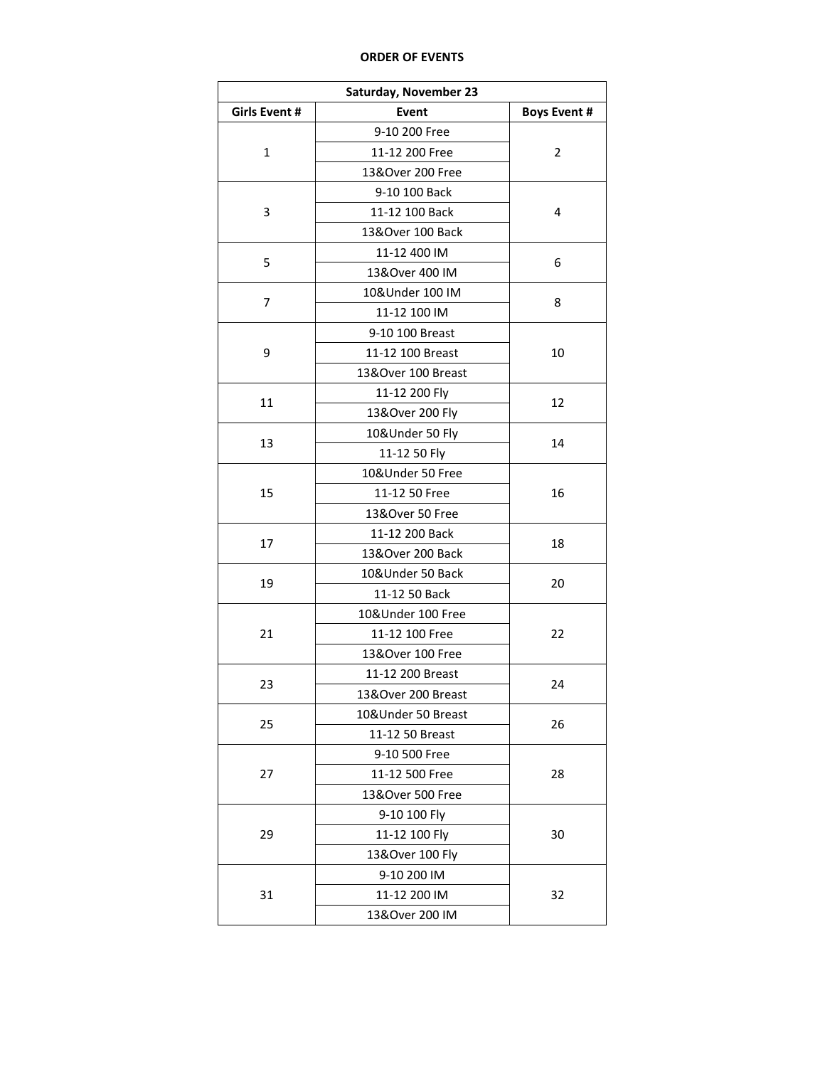**ORDER OF EVENTS**

| Saturday, November 23 | | |
|---|---|---|
| **Girls Event #** | **Event** | **Boys Event #** |
| 1 | 9-10 200 Free | 2 |
| | 11-12 200 Free | |
| | 13&Over 200 Free | |
| 3 | 9-10 100 Back | 4 |
| | 11-12 100 Back | |
| | 13&Over 100 Back | |
| 5 | 11-12 400 IM | 6 |
| | 13&Over 400 IM | |
| 7 | 10&Under 100 IM | 8 |
| | 11-12 100 IM | |
| 9 | 9-10 100 Breast | 10 |
| | 11-12 100 Breast | |
| | 13&Over 100 Breast | |
| 11 | 11-12 200 Fly | 12 |
| | 13&Over 200 Fly | |
| 13 | 10&Under 50 Fly | 14 |
| | 11-12 50 Fly | |
| 15 | 10&Under 50 Free | 16 |
| | 11-12 50 Free | |
| | 13&Over 50 Free | |
| 17 | 11-12 200 Back | 18 |
| | 13&Over 200 Back | |
| 19 | 10&Under 50 Back | 20 |
| | 11-12 50 Back | |
| 21 | 10&Under 100 Free | 22 |
| | 11-12 100 Free | |
| | 13&Over 100 Free | |
| 23 | 11-12 200 Breast | 24 |
| | 13&Over 200 Breast | |
| 25 | 10&Under 50 Breast | 26 |
| | 11-12 50 Breast | |
| 27 | 9-10 500 Free | 28 |
| | 11-12 500 Free | |
| | 13&Over 500 Free | |
| 29 | 9-10 100 Fly | 30 |
| | 11-12 100 Fly | |
| | 13&Over 100 Fly | |
| 31 | 9-10 200 IM | 32 |
| | 11-12 200 IM | |
| | 13&Over 200 IM | |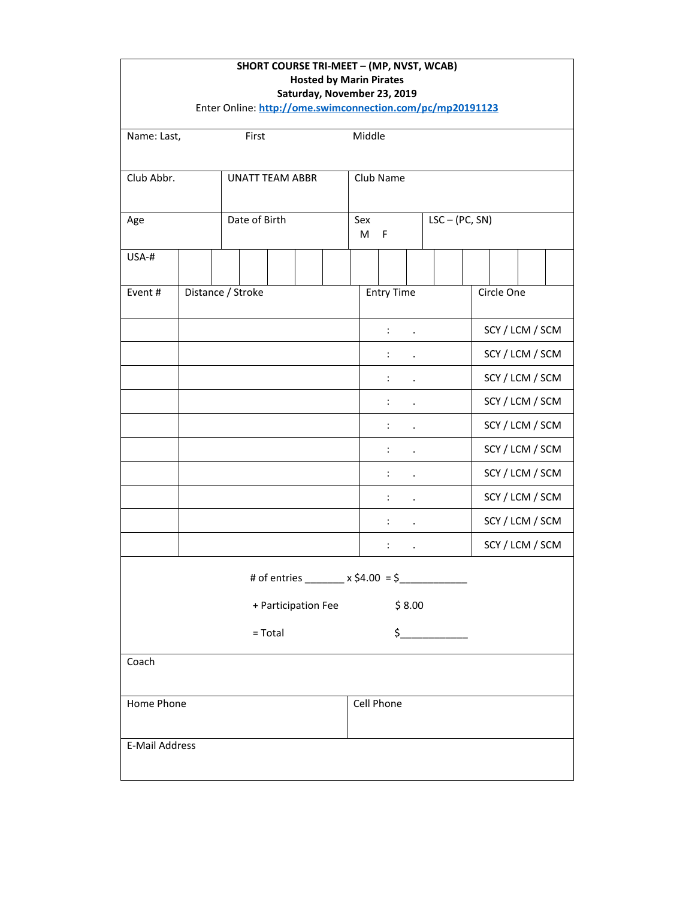**SHORT COURSE TRI-MEET – (MP, NVST, WCAB)**
**Hosted by Marin Pirates**
**Saturday, November 23, 2019**
Enter Online: **http://ome.swimconnection.com/pc/mp20191123**

| | | | |
|---|---|---|---|
| Name: Last, | First | Middle | |
| Club Abbr. | UNATT TEAM ABBR | Club Name | |
| Age | Date of Birth | Sex M F | LSC – (PC, SN) |
| USA-# | | | |

| Event # | Distance / Stroke | Entry Time | Circle One |
|---|---|---|---|
| | | : . | SCY / LCM / SCM |
| | | : . | SCY / LCM / SCM |
| | | : . | SCY / LCM / SCM |
| | | : . | SCY / LCM / SCM |
| | | : . | SCY / LCM / SCM |
| | | : . | SCY / LCM / SCM |
| | | : . | SCY / LCM / SCM |
| | | : . | SCY / LCM / SCM |
| | | : . | SCY / LCM / SCM |
| | | : . | SCY / LCM / SCM |

# of entries _______ x $4.00 = $____________

+ Participation Fee $ 8.00

= Total $____________

| | |
|---|---|
| Coach | |
| Home Phone | Cell Phone |
| E-Mail Address | |